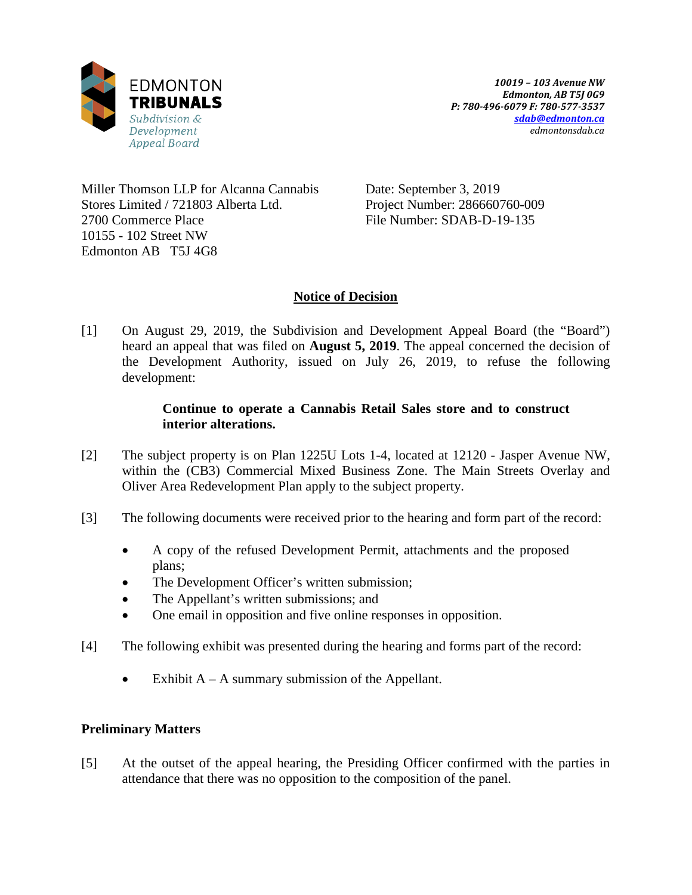EDMONTON
**TRIBUNALS**
*Subdivision & Development Appeal Board*

*10019 – 103 Avenue NW*
*Edmonton, AB T5J 0G9*
*P: 780-496-6079 F: 780-577-3537*
*sdab@edmonton.ca*
*edmontonsdab.ca*

Miller Thomson LLP for Alcanna Cannabis Stores Limited / 721803 Alberta Ltd.
2700 Commerce Place
10155 - 102 Street NW
Edmonton AB T5J 4G8

Date: September 3, 2019
Project Number: 286660760-009
File Number: SDAB-D-19-135

## Notice of Decision

[1] On August 29, 2019, the Subdivision and Development Appeal Board (the "Board") heard an appeal that was filed on **August 5, 2019**. The appeal concerned the decision of the Development Authority, issued on July 26, 2019, to refuse the following development:

> **Continue to operate a Cannabis Retail Sales store and to construct interior alterations.**

[2] The subject property is on Plan 1225U Lots 1-4, located at 12120 - Jasper Avenue NW, within the (CB3) Commercial Mixed Business Zone. The Main Streets Overlay and Oliver Area Redevelopment Plan apply to the subject property.

[3] The following documents were received prior to the hearing and form part of the record:

- A copy of the refused Development Permit, attachments and the proposed plans;
- The Development Officer's written submission;
- The Appellant's written submissions; and
- One email in opposition and five online responses in opposition.

[4] The following exhibit was presented during the hearing and forms part of the record:

- Exhibit A – A summary submission of the Appellant.

### Preliminary Matters

[5] At the outset of the appeal hearing, the Presiding Officer confirmed with the parties in attendance that there was no opposition to the composition of the panel.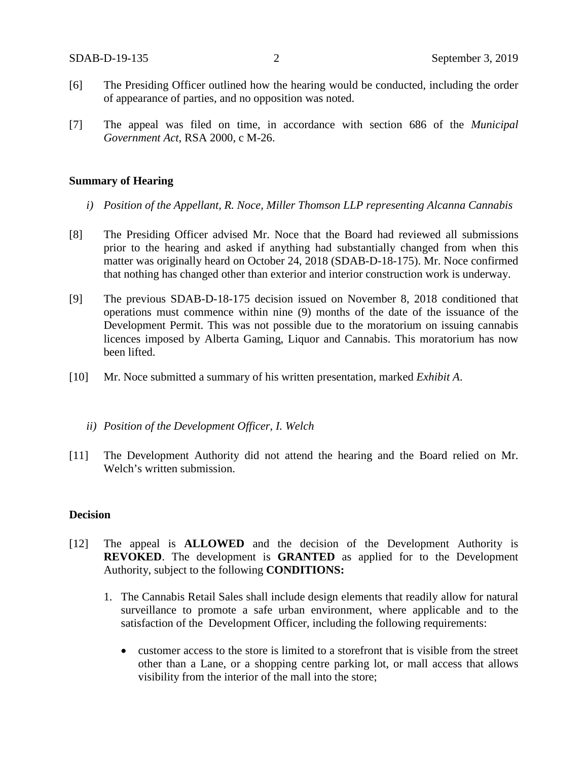[6] The Presiding Officer outlined how the hearing would be conducted, including the order of appearance of parties, and no opposition was noted.

[7] The appeal was filed on time, in accordance with section 686 of the *Municipal Government Act*, RSA 2000, c M-26.

**Summary of Hearing**

*i) Position of the Appellant, R. Noce, Miller Thomson LLP representing Alcanna Cannabis*

[8] The Presiding Officer advised Mr. Noce that the Board had reviewed all submissions prior to the hearing and asked if anything had substantially changed from when this matter was originally heard on October 24, 2018 (SDAB-D-18-175). Mr. Noce confirmed that nothing has changed other than exterior and interior construction work is underway.

[9] The previous SDAB-D-18-175 decision issued on November 8, 2018 conditioned that operations must commence within nine (9) months of the date of the issuance of the Development Permit. This was not possible due to the moratorium on issuing cannabis licences imposed by Alberta Gaming, Liquor and Cannabis. This moratorium has now been lifted.

[10] Mr. Noce submitted a summary of his written presentation, marked *Exhibit A*.

*ii) Position of the Development Officer, I. Welch*

[11] The Development Authority did not attend the hearing and the Board relied on Mr. Welch's written submission.

**Decision**

[12] The appeal is **ALLOWED** and the decision of the Development Authority is **REVOKED**. The development is **GRANTED** as applied for to the Development Authority, subject to the following **CONDITIONS:**

1. The Cannabis Retail Sales shall include design elements that readily allow for natural surveillance to promote a safe urban environment, where applicable and to the satisfaction of the Development Officer, including the following requirements:

   - customer access to the store is limited to a storefront that is visible from the street other than a Lane, or a shopping centre parking lot, or mall access that allows visibility from the interior of the mall into the store;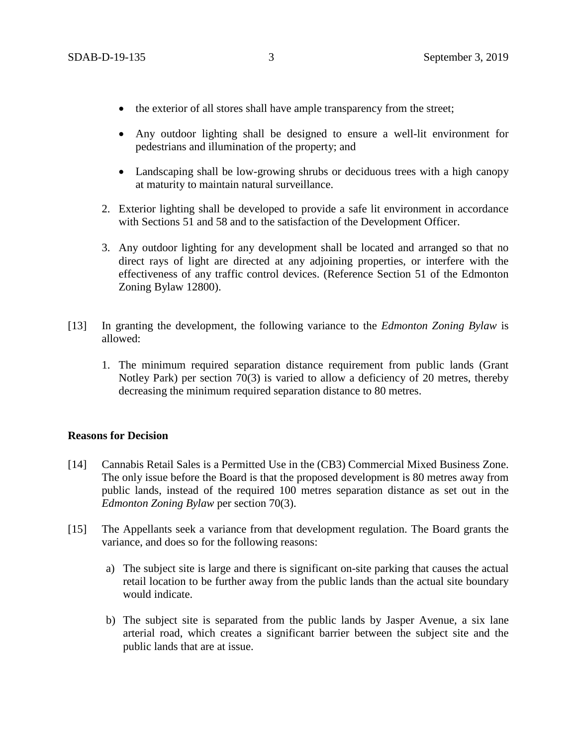- the exterior of all stores shall have ample transparency from the street;
- Any outdoor lighting shall be designed to ensure a well-lit environment for pedestrians and illumination of the property; and
- Landscaping shall be low-growing shrubs or deciduous trees with a high canopy at maturity to maintain natural surveillance.

2. Exterior lighting shall be developed to provide a safe lit environment in accordance with Sections 51 and 58 and to the satisfaction of the Development Officer.

3. Any outdoor lighting for any development shall be located and arranged so that no direct rays of light are directed at any adjoining properties, or interfere with the effectiveness of any traffic control devices. (Reference Section 51 of the Edmonton Zoning Bylaw 12800).

[13] In granting the development, the following variance to the *Edmonton Zoning Bylaw* is allowed:

1. The minimum required separation distance requirement from public lands (Grant Notley Park) per section 70(3) is varied to allow a deficiency of 20 metres, thereby decreasing the minimum required separation distance to 80 metres.

**Reasons for Decision**

[14] Cannabis Retail Sales is a Permitted Use in the (CB3) Commercial Mixed Business Zone. The only issue before the Board is that the proposed development is 80 metres away from public lands, instead of the required 100 metres separation distance as set out in the *Edmonton Zoning Bylaw* per section 70(3).

[15] The Appellants seek a variance from that development regulation. The Board grants the variance, and does so for the following reasons:

a) The subject site is large and there is significant on-site parking that causes the actual retail location to be further away from the public lands than the actual site boundary would indicate.

b) The subject site is separated from the public lands by Jasper Avenue, a six lane arterial road, which creates a significant barrier between the subject site and the public lands that are at issue.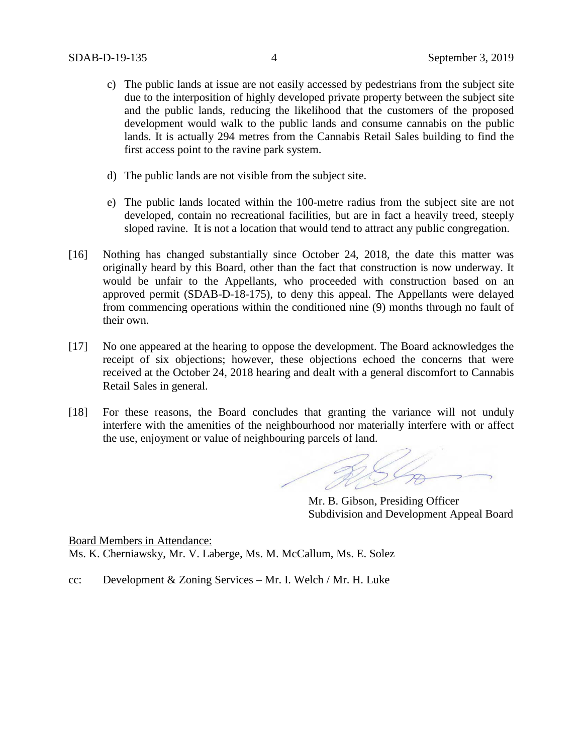c) The public lands at issue are not easily accessed by pedestrians from the subject site due to the interposition of highly developed private property between the subject site and the public lands, reducing the likelihood that the customers of the proposed development would walk to the public lands and consume cannabis on the public lands. It is actually 294 metres from the Cannabis Retail Sales building to find the first access point to the ravine park system.

d) The public lands are not visible from the subject site.

e) The public lands located within the 100-metre radius from the subject site are not developed, contain no recreational facilities, but are in fact a heavily treed, steeply sloped ravine. It is not a location that would tend to attract any public congregation.

[16] Nothing has changed substantially since October 24, 2018, the date this matter was originally heard by this Board, other than the fact that construction is now underway. It would be unfair to the Appellants, who proceeded with construction based on an approved permit (SDAB-D-18-175), to deny this appeal. The Appellants were delayed from commencing operations within the conditioned nine (9) months through no fault of their own.

[17] No one appeared at the hearing to oppose the development. The Board acknowledges the receipt of six objections; however, these objections echoed the concerns that were received at the October 24, 2018 hearing and dealt with a general discomfort to Cannabis Retail Sales in general.

[18] For these reasons, the Board concludes that granting the variance will not unduly interfere with the amenities of the neighbourhood nor materially interfere with or affect the use, enjoyment or value of neighbouring parcels of land.

Mr. B. Gibson, Presiding Officer
Subdivision and Development Appeal Board

Board Members in Attendance:
Ms. K. Cherniawsky, Mr. V. Laberge, Ms. M. McCallum, Ms. E. Solez

cc: Development & Zoning Services – Mr. I. Welch / Mr. H. Luke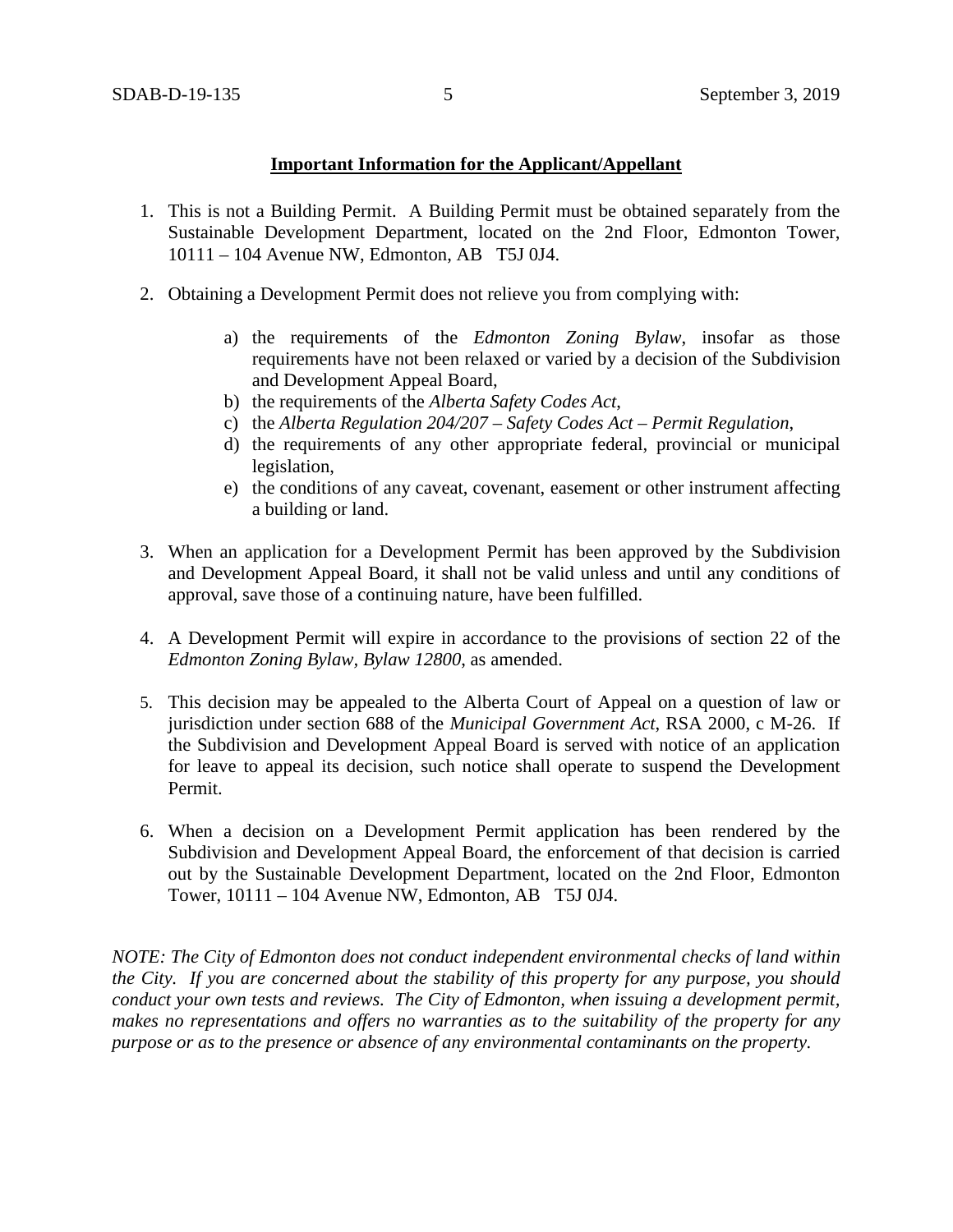**Important Information for the Applicant/Appellant**

1. This is not a Building Permit. A Building Permit must be obtained separately from the Sustainable Development Department, located on the 2nd Floor, Edmonton Tower, 10111 – 104 Avenue NW, Edmonton, AB T5J 0J4.

2. Obtaining a Development Permit does not relieve you from complying with:

   a) the requirements of the *Edmonton Zoning Bylaw*, insofar as those requirements have not been relaxed or varied by a decision of the Subdivision and Development Appeal Board,
   b) the requirements of the *Alberta Safety Codes Act*,
   c) the *Alberta Regulation 204/207 – Safety Codes Act – Permit Regulation*,
   d) the requirements of any other appropriate federal, provincial or municipal legislation,
   e) the conditions of any caveat, covenant, easement or other instrument affecting a building or land.

3. When an application for a Development Permit has been approved by the Subdivision and Development Appeal Board, it shall not be valid unless and until any conditions of approval, save those of a continuing nature, have been fulfilled.

4. A Development Permit will expire in accordance to the provisions of section 22 of the *Edmonton Zoning Bylaw, Bylaw 12800*, as amended.

5. This decision may be appealed to the Alberta Court of Appeal on a question of law or jurisdiction under section 688 of the *Municipal Government Act*, RSA 2000, c M-26. If the Subdivision and Development Appeal Board is served with notice of an application for leave to appeal its decision, such notice shall operate to suspend the Development Permit.

6. When a decision on a Development Permit application has been rendered by the Subdivision and Development Appeal Board, the enforcement of that decision is carried out by the Sustainable Development Department, located on the 2nd Floor, Edmonton Tower, 10111 – 104 Avenue NW, Edmonton, AB T5J 0J4.

*NOTE: The City of Edmonton does not conduct independent environmental checks of land within the City. If you are concerned about the stability of this property for any purpose, you should conduct your own tests and reviews. The City of Edmonton, when issuing a development permit, makes no representations and offers no warranties as to the suitability of the property for any purpose or as to the presence or absence of any environmental contaminants on the property.*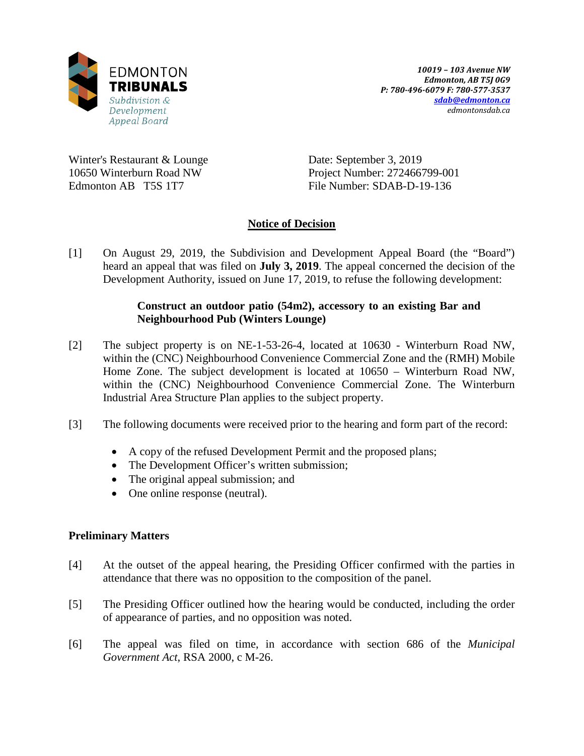EDMONTON **TRIBUNALS**
*Subdivision & Development Appeal Board*

***10019 – 103 Avenue NW***
***Edmonton, AB T5J 0G9***
***P: 780-496-6079 F: 780-577-3537***
***sdab@edmonton.ca***
*edmontonsdab.ca*

Winter's Restaurant & Lounge
10650 Winterburn Road NW
Edmonton AB T5S 1T7

Date: September 3, 2019
Project Number: 272466799-001
File Number: SDAB-D-19-136

## Notice of Decision

[1] On August 29, 2019, the Subdivision and Development Appeal Board (the "Board") heard an appeal that was filed on **July 3, 2019**. The appeal concerned the decision of the Development Authority, issued on June 17, 2019, to refuse the following development:

> **Construct an outdoor patio (54m2), accessory to an existing Bar and Neighbourhood Pub (Winters Lounge)**

[2] The subject property is on NE-1-53-26-4, located at 10630 - Winterburn Road NW, within the (CNC) Neighbourhood Convenience Commercial Zone and the (RMH) Mobile Home Zone. The subject development is located at 10650 – Winterburn Road NW, within the (CNC) Neighbourhood Convenience Commercial Zone. The Winterburn Industrial Area Structure Plan applies to the subject property.

[3] The following documents were received prior to the hearing and form part of the record:

- A copy of the refused Development Permit and the proposed plans;
- The Development Officer's written submission;
- The original appeal submission; and
- One online response (neutral).

### Preliminary Matters

[4] At the outset of the appeal hearing, the Presiding Officer confirmed with the parties in attendance that there was no opposition to the composition of the panel.

[5] The Presiding Officer outlined how the hearing would be conducted, including the order of appearance of parties, and no opposition was noted.

[6] The appeal was filed on time, in accordance with section 686 of the *Municipal Government Act*, RSA 2000, c M-26.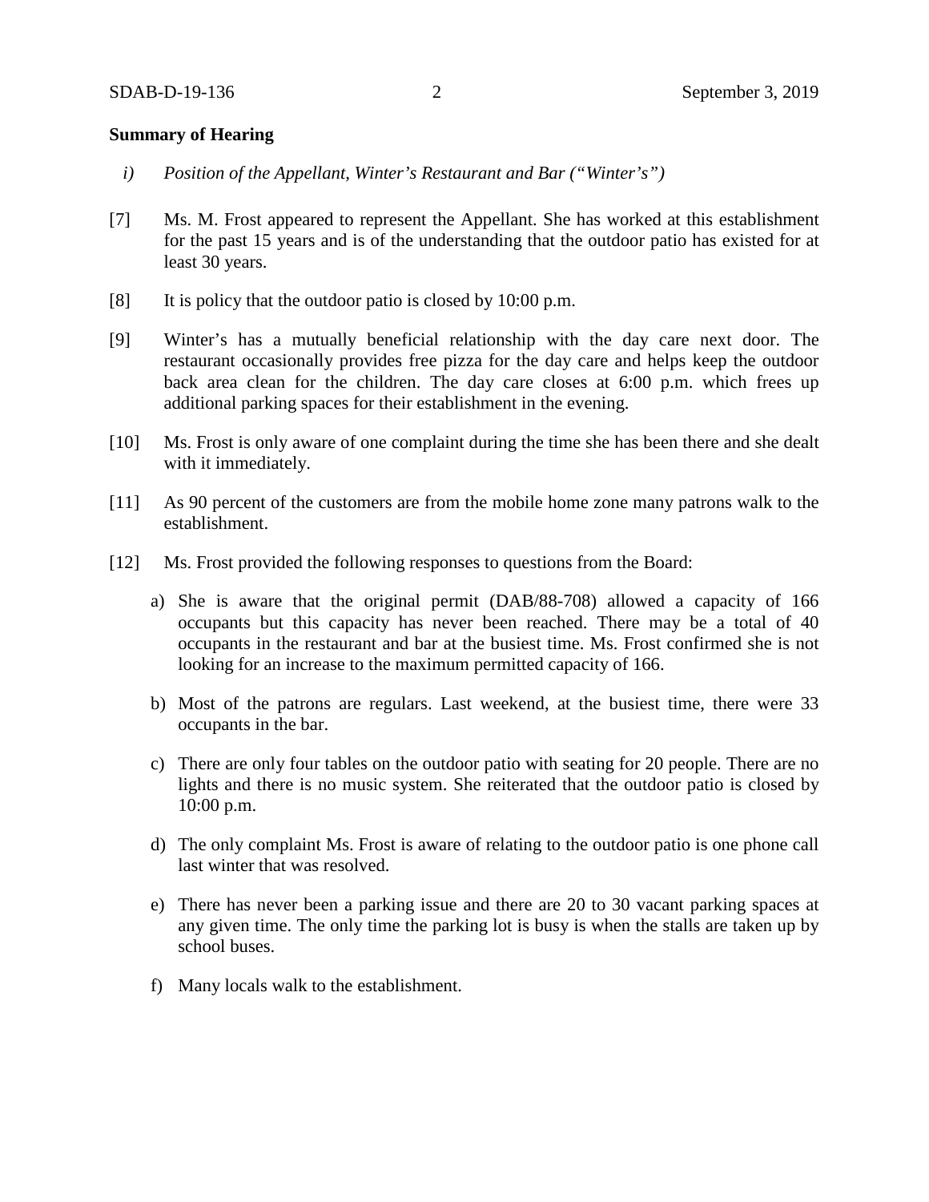**Summary of Hearing**

*i) Position of the Appellant, Winter's Restaurant and Bar ("Winter's")*

[7] Ms. M. Frost appeared to represent the Appellant. She has worked at this establishment for the past 15 years and is of the understanding that the outdoor patio has existed for at least 30 years.

[8] It is policy that the outdoor patio is closed by 10:00 p.m.

[9] Winter's has a mutually beneficial relationship with the day care next door. The restaurant occasionally provides free pizza for the day care and helps keep the outdoor back area clean for the children. The day care closes at 6:00 p.m. which frees up additional parking spaces for their establishment in the evening.

[10] Ms. Frost is only aware of one complaint during the time she has been there and she dealt with it immediately.

[11] As 90 percent of the customers are from the mobile home zone many patrons walk to the establishment.

[12] Ms. Frost provided the following responses to questions from the Board:

a) She is aware that the original permit (DAB/88-708) allowed a capacity of 166 occupants but this capacity has never been reached. There may be a total of 40 occupants in the restaurant and bar at the busiest time. Ms. Frost confirmed she is not looking for an increase to the maximum permitted capacity of 166.

b) Most of the patrons are regulars. Last weekend, at the busiest time, there were 33 occupants in the bar.

c) There are only four tables on the outdoor patio with seating for 20 people. There are no lights and there is no music system. She reiterated that the outdoor patio is closed by 10:00 p.m.

d) The only complaint Ms. Frost is aware of relating to the outdoor patio is one phone call last winter that was resolved.

e) There has never been a parking issue and there are 20 to 30 vacant parking spaces at any given time. The only time the parking lot is busy is when the stalls are taken up by school buses.

f) Many locals walk to the establishment.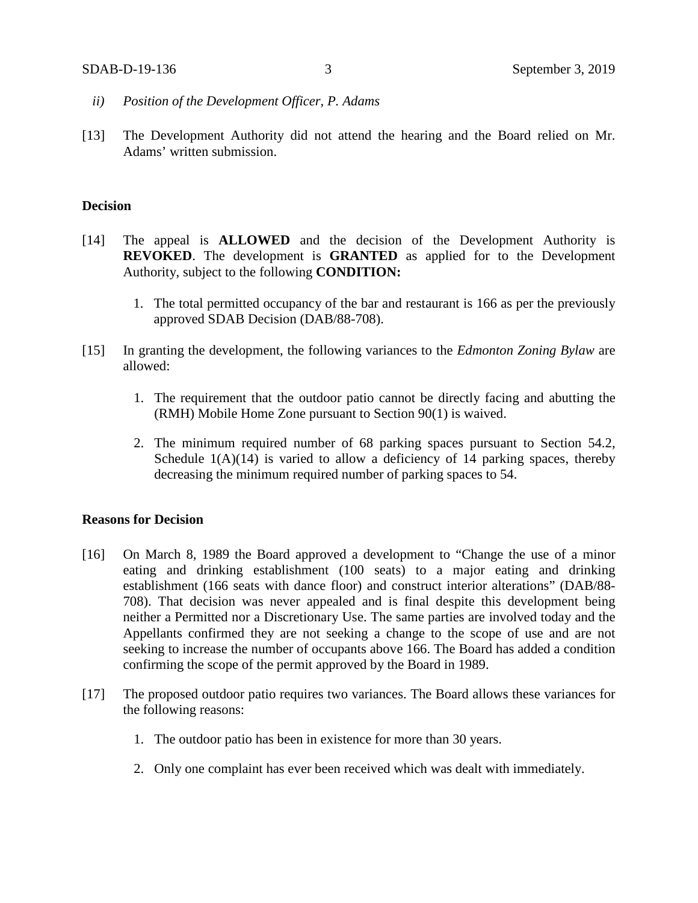*ii) Position of the Development Officer, P. Adams*

[13] The Development Authority did not attend the hearing and the Board relied on Mr. Adams' written submission.

**Decision**

[14] The appeal is **ALLOWED** and the decision of the Development Authority is **REVOKED**. The development is **GRANTED** as applied for to the Development Authority, subject to the following **CONDITION:**

1. The total permitted occupancy of the bar and restaurant is 166 as per the previously approved SDAB Decision (DAB/88-708).

[15] In granting the development, the following variances to the *Edmonton Zoning Bylaw* are allowed:

1. The requirement that the outdoor patio cannot be directly facing and abutting the (RMH) Mobile Home Zone pursuant to Section 90(1) is waived.

2. The minimum required number of 68 parking spaces pursuant to Section 54.2, Schedule 1(A)(14) is varied to allow a deficiency of 14 parking spaces, thereby decreasing the minimum required number of parking spaces to 54.

**Reasons for Decision**

[16] On March 8, 1989 the Board approved a development to "Change the use of a minor eating and drinking establishment (100 seats) to a major eating and drinking establishment (166 seats with dance floor) and construct interior alterations" (DAB/88-708). That decision was never appealed and is final despite this development being neither a Permitted nor a Discretionary Use. The same parties are involved today and the Appellants confirmed they are not seeking a change to the scope of use and are not seeking to increase the number of occupants above 166. The Board has added a condition confirming the scope of the permit approved by the Board in 1989.

[17] The proposed outdoor patio requires two variances. The Board allows these variances for the following reasons:

1. The outdoor patio has been in existence for more than 30 years.

2. Only one complaint has ever been received which was dealt with immediately.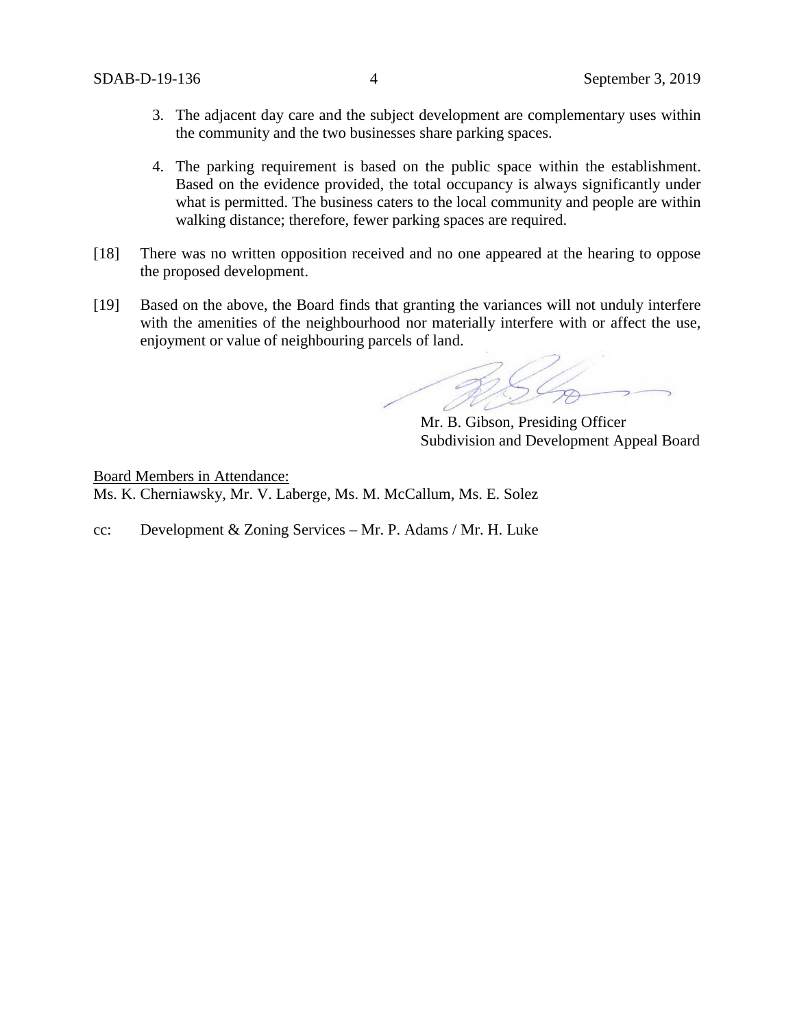3. The adjacent day care and the subject development are complementary uses within the community and the two businesses share parking spaces.

4. The parking requirement is based on the public space within the establishment. Based on the evidence provided, the total occupancy is always significantly under what is permitted. The business caters to the local community and people are within walking distance; therefore, fewer parking spaces are required.

[18] There was no written opposition received and no one appeared at the hearing to oppose the proposed development.

[19] Based on the above, the Board finds that granting the variances will not unduly interfere with the amenities of the neighbourhood nor materially interfere with or affect the use, enjoyment or value of neighbouring parcels of land.

Mr. B. Gibson, Presiding Officer
Subdivision and Development Appeal Board

Board Members in Attendance:
Ms. K. Cherniawsky, Mr. V. Laberge, Ms. M. McCallum, Ms. E. Solez

cc: Development & Zoning Services – Mr. P. Adams / Mr. H. Luke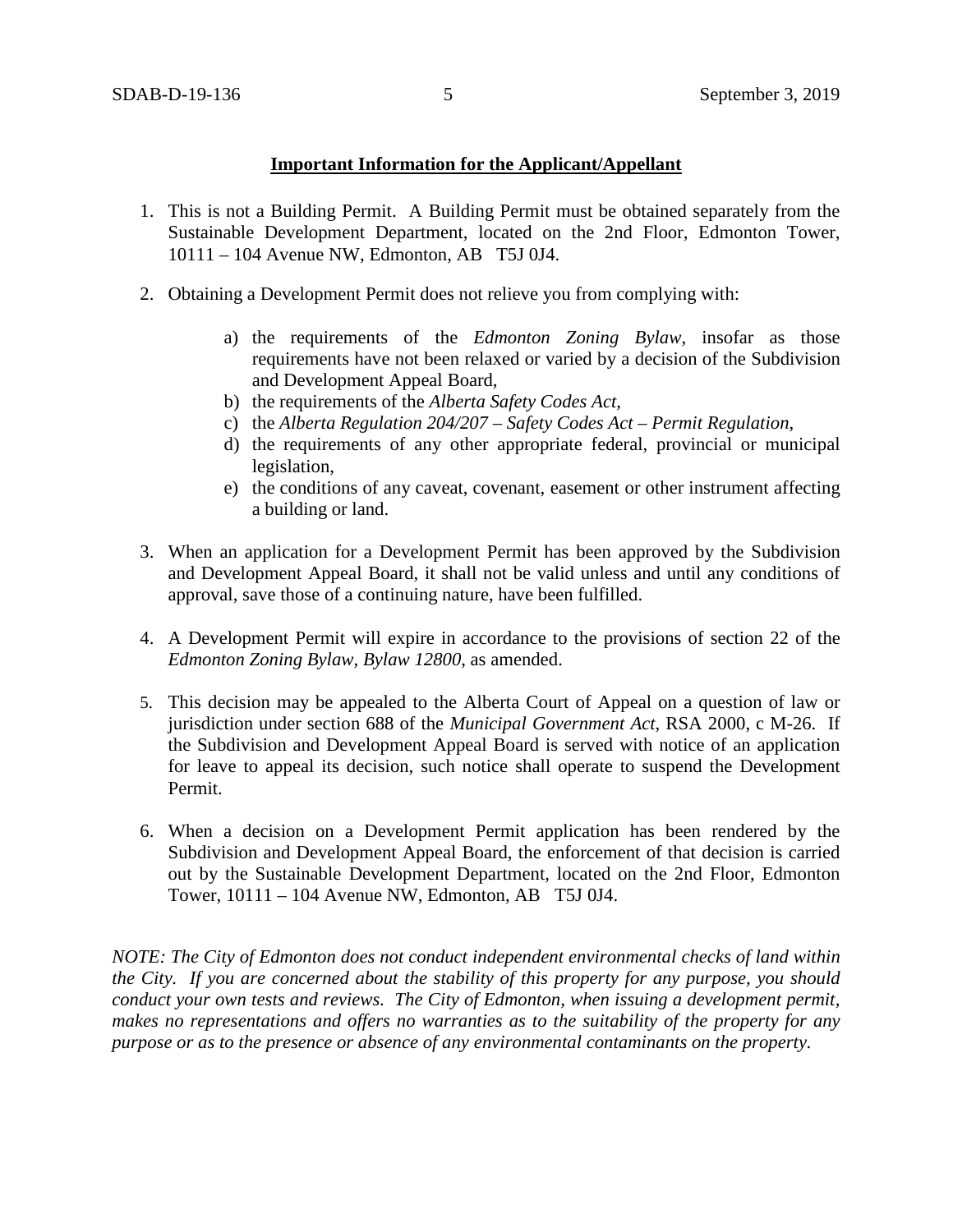**Important Information for the Applicant/Appellant**

1. This is not a Building Permit. A Building Permit must be obtained separately from the Sustainable Development Department, located on the 2nd Floor, Edmonton Tower, 10111 – 104 Avenue NW, Edmonton, AB T5J 0J4.

2. Obtaining a Development Permit does not relieve you from complying with:

   a) the requirements of the *Edmonton Zoning Bylaw*, insofar as those requirements have not been relaxed or varied by a decision of the Subdivision and Development Appeal Board,
   b) the requirements of the *Alberta Safety Codes Act*,
   c) the *Alberta Regulation 204/207 – Safety Codes Act – Permit Regulation*,
   d) the requirements of any other appropriate federal, provincial or municipal legislation,
   e) the conditions of any caveat, covenant, easement or other instrument affecting a building or land.

3. When an application for a Development Permit has been approved by the Subdivision and Development Appeal Board, it shall not be valid unless and until any conditions of approval, save those of a continuing nature, have been fulfilled.

4. A Development Permit will expire in accordance to the provisions of section 22 of the *Edmonton Zoning Bylaw, Bylaw 12800*, as amended.

5. This decision may be appealed to the Alberta Court of Appeal on a question of law or jurisdiction under section 688 of the *Municipal Government Act*, RSA 2000, c M-26. If the Subdivision and Development Appeal Board is served with notice of an application for leave to appeal its decision, such notice shall operate to suspend the Development Permit.

6. When a decision on a Development Permit application has been rendered by the Subdivision and Development Appeal Board, the enforcement of that decision is carried out by the Sustainable Development Department, located on the 2nd Floor, Edmonton Tower, 10111 – 104 Avenue NW, Edmonton, AB T5J 0J4.

*NOTE: The City of Edmonton does not conduct independent environmental checks of land within the City. If you are concerned about the stability of this property for any purpose, you should conduct your own tests and reviews. The City of Edmonton, when issuing a development permit, makes no representations and offers no warranties as to the suitability of the property for any purpose or as to the presence or absence of any environmental contaminants on the property.*